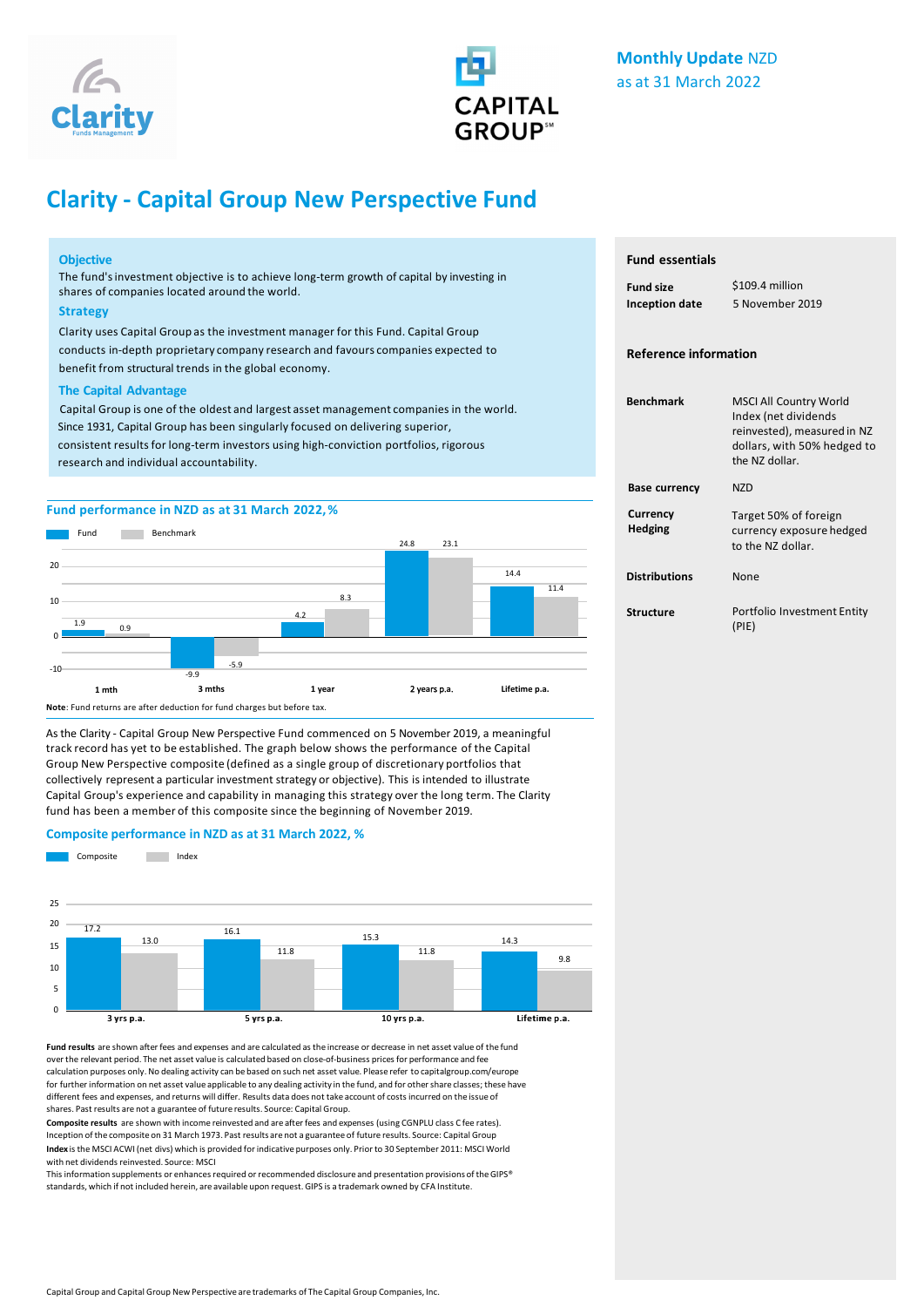Monthly Update NZD
as at 31 March 2022

# Clarity - Capital Group New Perspective Fund

### Objective

The fund's investment objective is to achieve long-term growth of capital by investing in shares of companies located around the world.

### Strategy

Clarity uses Capital Group as the investment manager for this Fund. Capital Group conducts in-depth proprietary company research and favours companies expected to benefit from structural trends in the global economy.

### The Capital Advantage

Capital Group is one of the oldest and largest asset management companies in the world. Since 1931, Capital Group has been singularly focused on delivering superior, consistent results for long-term investors using high-conviction portfolios, rigorous research and individual accountability.

## Fund performance in NZD as at 31 March 2022, %

| | 1 mth | 3 mths | 1 year | 2 years p.a. | Lifetime p.a. |
|---|---|---|---|---|---|
| Fund | 1.9 | -9.9 | 4.2 | 24.8 | 14.4 |
| Benchmark | 0.9 | -5.9 | 8.3 | 23.1 | 11.4 |

**Note**: Fund returns are after deduction for fund charges but before tax.

As the Clarity - Capital Group New Perspective Fund commenced on 5 November 2019, a meaningful track record has yet to be established. The graph below shows the performance of the Capital Group New Perspective composite (defined as a single group of discretionary portfolios that collectively represent a particular investment strategy or objective). This is intended to illustrate Capital Group's experience and capability in managing this strategy over the long term. The Clarity fund has been a member of this composite since the beginning of November 2019.

## Composite performance in NZD as at 31 March 2022, %

| | 3 yrs p.a. | 5 yrs p.a. | 10 yrs p.a. | Lifetime p.a. |
|---|---|---|---|---|
| Composite | 17.2 | 16.1 | 15.3 | 14.3 |
| Index | 13.0 | 11.8 | 11.8 | 9.8 |

**Fund results** are shown after fees and expenses and are calculated as the increase or decrease in net asset value of the fund over the relevant period. The net asset value is calculated based on close-of-business prices for performance and fee calculation purposes only. No dealing activity can be based on such net asset value. Please refer to capitalgroup.com/europe for further information on net asset value applicable to any dealing activity in the fund, and for other share classes; these have different fees and expenses, and returns will differ. Results data does not take account of costs incurred on the issue of shares. Past results are not a guarantee of future results. Source: Capital Group.

**Composite results** are shown with income reinvested and are after fees and expenses (using CGNPLU class C fee rates). Inception of the composite on 31 March 1973. Past results are not a guarantee of future results. Source: Capital Group

**Index** is the MSCI ACWI (net divs) which is provided for indicative purposes only. Prior to 30 September 2011: MSCI World with net dividends reinvested. Source: MSCI

This information supplements or enhances required or recommended disclosure and presentation provisions of the GIPS® standards, which if not included herein, are available upon request. GIPS is a trademark owned by CFA Institute.

## Fund essentials

| | |
|---|---|
| **Fund size** | $109.4 million |
| **Inception date** | 5 November 2019 |

## Reference information

| | |
|---|---|
| **Benchmark** | MSCI All Country World Index (net dividends reinvested), measured in NZ dollars, with 50% hedged to the NZ dollar. |
| **Base currency** | NZD |
| **Currency Hedging** | Target 50% of foreign currency exposure hedged to the NZ dollar. |
| **Distributions** | None |
| **Structure** | Portfolio Investment Entity (PIE) |

Capital Group and Capital Group New Perspective are trademarks of The Capital Group Companies, Inc.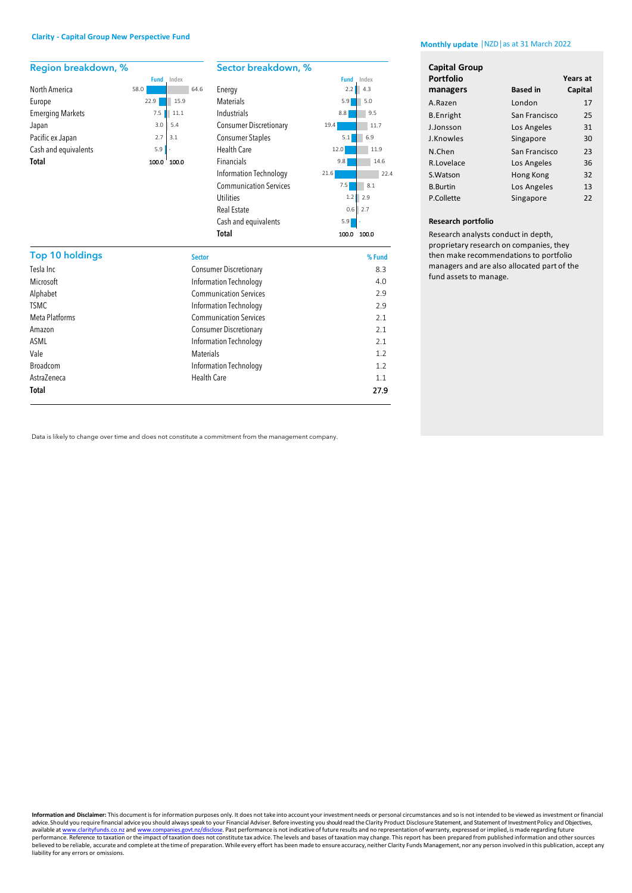## Region breakdown, %

Fund Index

North America 58.0 64.6

Europe 22.9 15.9

Emerging Markets 7.5 11.1

Japan 3.0 5.4

Pacific ex Japan 2.7 3.1

Cash and equivalents 5.9 -

**Total** 100.0 100.0

## Sector breakdown, %

Fund Index

Energy 2.2 4.3

Materials 5.9 5.0

Industrials 8.8 9.5

Consumer Discretionary 19.4 11.7

Consumer Staples 5.1 6.9

Health Care 12.0 11.9

Financials 9.8 14.6

Information Technology 21.6 22.4

Communication Services 7.5 8.1

Utilities 1.2 2.9

Real Estate 0.6 2.7

Cash and equivalents 5.9 -

**Total** 100.0 100.0

## Top 10 holdings

| | Sector | % Fund |
|---|---|---|
| Tesla Inc | Consumer Discretionary | 8.3 |
| Microsoft | Information Technology | 4.0 |
| Alphabet | Communication Services | 2.9 |
| TSMC | Information Technology | 2.9 |
| Meta Platforms | Communication Services | 2.1 |
| Amazon | Consumer Discretionary | 2.1 |
| ASML | Information Technology | 2.1 |
| Vale | Materials | 1.2 |
| Broadcom | Information Technology | 1.2 |
| AstraZeneca | Health Care | 1.1 |
| **Total** | | **27.9** |

Data is likely to change over time and does not constitute a commitment from the management company.

| Capital Group Portfolio managers | Based in | Years at Capital |
|---|---|---|
| A.Razen | London | 17 |
| B.Enright | San Francisco | 25 |
| J.Jonsson | Los Angeles | 31 |
| J.Knowles | Singapore | 30 |
| N.Chen | San Francisco | 23 |
| R.Lovelace | Los Angeles | 36 |
| S.Watson | Hong Kong | 32 |
| B.Burtin | Los Angeles | 13 |
| P.Collette | Singapore | 22 |

**Research portfolio**

Research analysts conduct in depth, proprietary research on companies, they then make recommendations to portfolio managers and are also allocated part of the fund assets to manage.

**Information and Disclaimer:** This document is for information purposes only. It does not take into account your investment needs or personal circumstances and so is not intended to be viewed as investment or financial advice. Should you require financial advice you should always speak to your Financial Adviser. Before investing you should read the Clarity Product Disclosure Statement, and Statement of Investment Policy and Objectives, available at www.clarityfunds.co.nz and www.companies.govt.nz/disclose. Past performance is not indicative of future results and no representation of warranty, expressed or implied, is made regarding future performance. Reference to taxation or the impact of taxation does not constitute tax advice. The levels and bases of taxation may change. This report has been prepared from published information and other sources believed to be reliable, accurate and complete at the time of preparation. While every effort has been made to ensure accuracy, neither Clarity Funds Management, nor any person involved in this publication, accept any liability for any errors or omissions.